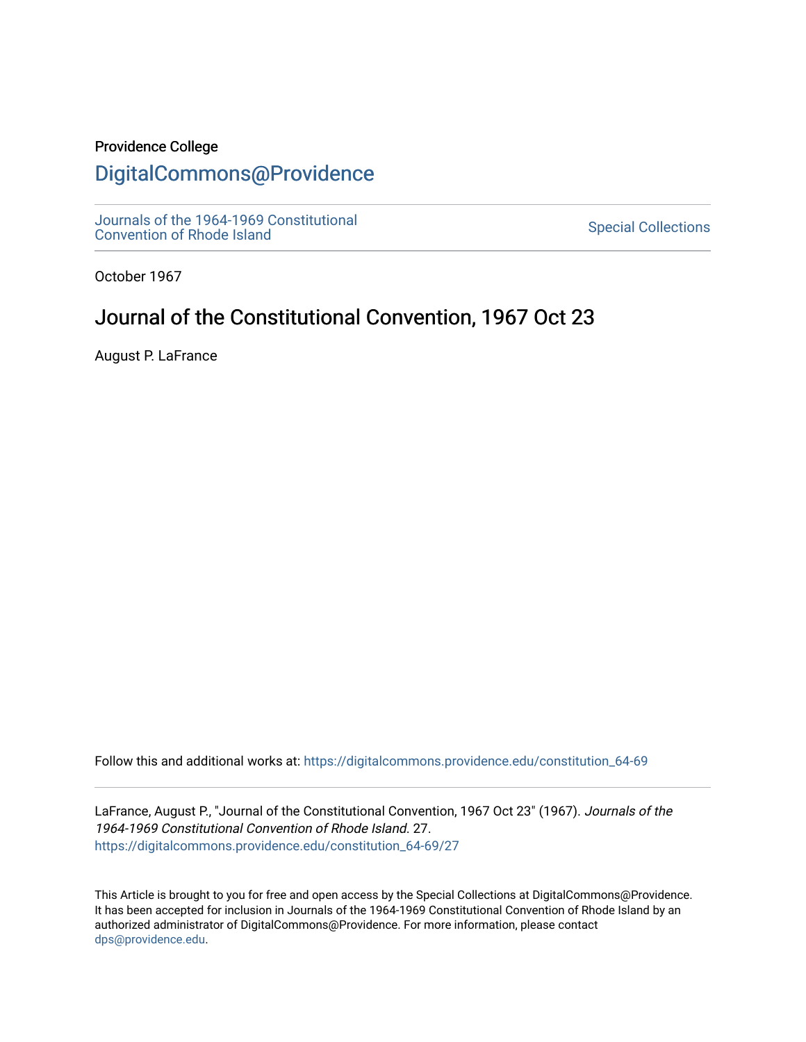Providence College

# DigitalCommons@Providence

Journals of the 1964-1969 Constitutional Convention of Rhode Island

Special Collections

October 1967

## Journal of the Constitutional Convention, 1967 Oct 23

August P. LaFrance

Follow this and additional works at: https://digitalcommons.providence.edu/constitution_64-69

LaFrance, August P., "Journal of the Constitutional Convention, 1967 Oct 23" (1967). *Journals of the 1964-1969 Constitutional Convention of Rhode Island*. 27.
https://digitalcommons.providence.edu/constitution_64-69/27

This Article is brought to you for free and open access by the Special Collections at DigitalCommons@Providence. It has been accepted for inclusion in Journals of the 1964-1969 Constitutional Convention of Rhode Island by an authorized administrator of DigitalCommons@Providence. For more information, please contact dps@providence.edu.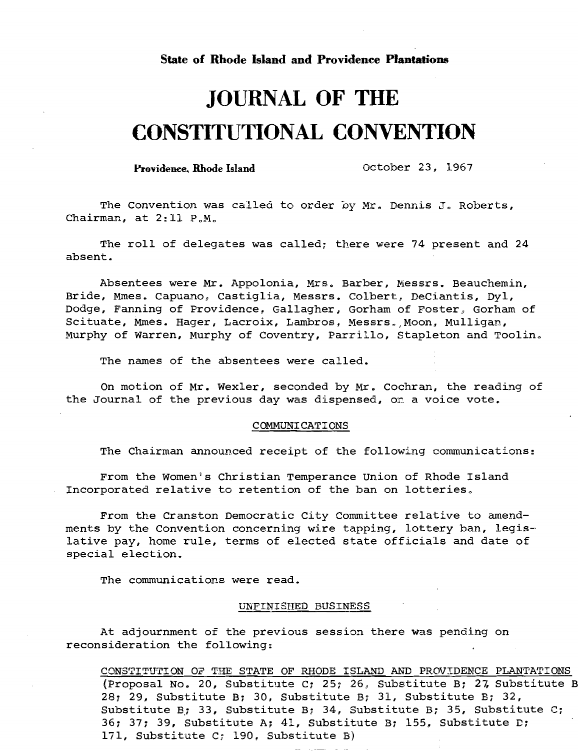**State of Rhode Island and Providence Plantations**

# JOURNAL OF THE CONSTITUTIONAL CONVENTION

**Providence, Rhode Island** October 23, 1967

The Convention was called to order by Mr. Dennis J. Roberts, Chairman, at 2:11 P.M.

The roll of delegates was called; there were 74 present and 24 absent.

Absentees were Mr. Appolonia, Mrs. Barber, Messrs. Beauchemin, Bride, Mmes. Capuano, Castiglia, Messrs. Colbert, DeCiantis, Dyl, Dodge, Fanning of Providence, Gallagher, Gorham of Foster, Gorham of Scituate, Mmes. Hager, Lacroix, Lambros, Messrs., Moon, Mulligan, Murphy of Warren, Murphy of Coventry, Parrillo, Stapleton and Toolin.

The names of the absentees were called.

On motion of Mr. Wexler, seconded by Mr. Cochran, the reading of the Journal of the previous day was dispensed, on a voice vote.

COMMUNICATIONS

The Chairman announced receipt of the following communications:

From the Women's Christian Temperance Union of Rhode Island Incorporated relative to retention of the ban on lotteries.

From the Cranston Democratic City Committee relative to amendments by the Convention concerning wire tapping, lottery ban, legislative pay, home rule, terms of elected state officials and date of special election.

The communications were read.

UNFINISHED BUSINESS

At adjournment of the previous session there was pending on reconsideration the following:

CONSTITUTION OF THE STATE OF RHODE ISLAND AND PROVIDENCE PLANTATIONS (Proposal No. 20, Substitute C; 25; 26, Substitute B; 27, Substitute B 28; 29, Substitute B; 30, Substitute B; 31, Substitute B; 32, Substitute B; 33, Substitute B; 34, Substitute B; 35, Substitute C; 36; 37; 39, Substitute A; 41, Substitute B; 155, Substitute D; 171, Substitute C; 190, Substitute B)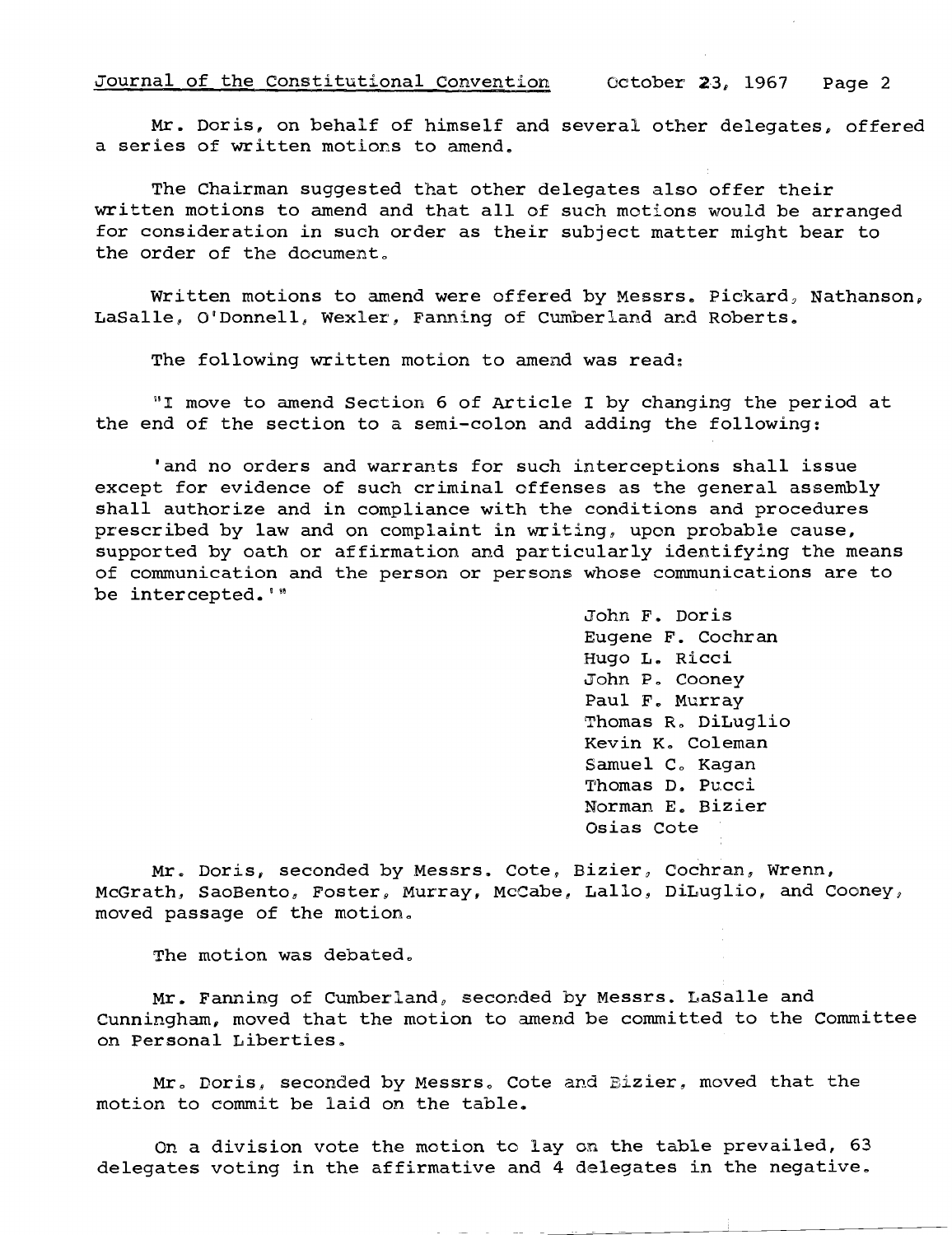Mr. Doris, on behalf of himself and several other delegates, offered a series of written motions to amend.

The Chairman suggested that other delegates also offer their written motions to amend and that all of such motions would be arranged for consideration in such order as their subject matter might bear to the order of the document.

Written motions to amend were offered by Messrs. Pickard, Nathanson, LaSalle, O'Donnell, Wexler, Fanning of Cumberland and Roberts.

The following written motion to amend was read:

"I move to amend Section 6 of Article I by changing the period at the end of the section to a semi-colon and adding the following:

'and no orders and warrants for such interceptions shall issue except for evidence of such criminal offenses as the general assembly shall authorize and in compliance with the conditions and procedures prescribed by law and on complaint in writing, upon probable cause, supported by oath or affirmation and particularly identifying the means of communication and the person or persons whose communications are to be intercepted.'"

John F. Doris
Eugene F. Cochran
Hugo L. Ricci
John P. Cooney
Paul F. Murray
Thomas R. DiLuglio
Kevin K. Coleman
Samuel C. Kagan
Thomas D. Pucci
Norman E. Bizier
Osias Cote

Mr. Doris, seconded by Messrs. Cote, Bizier, Cochran, Wrenn, McGrath, SaoBento, Foster, Murray, McCabe, Lallo, DiLuglio, and Cooney, moved passage of the motion.

The motion was debated.

Mr. Fanning of Cumberland, seconded by Messrs. LaSalle and Cunningham, moved that the motion to amend be committed to the Committee on Personal Liberties.

Mr. Doris, seconded by Messrs. Cote and Bizier, moved that the motion to commit be laid on the table.

On a division vote the motion to lay on the table prevailed, 63 delegates voting in the affirmative and 4 delegates in the negative.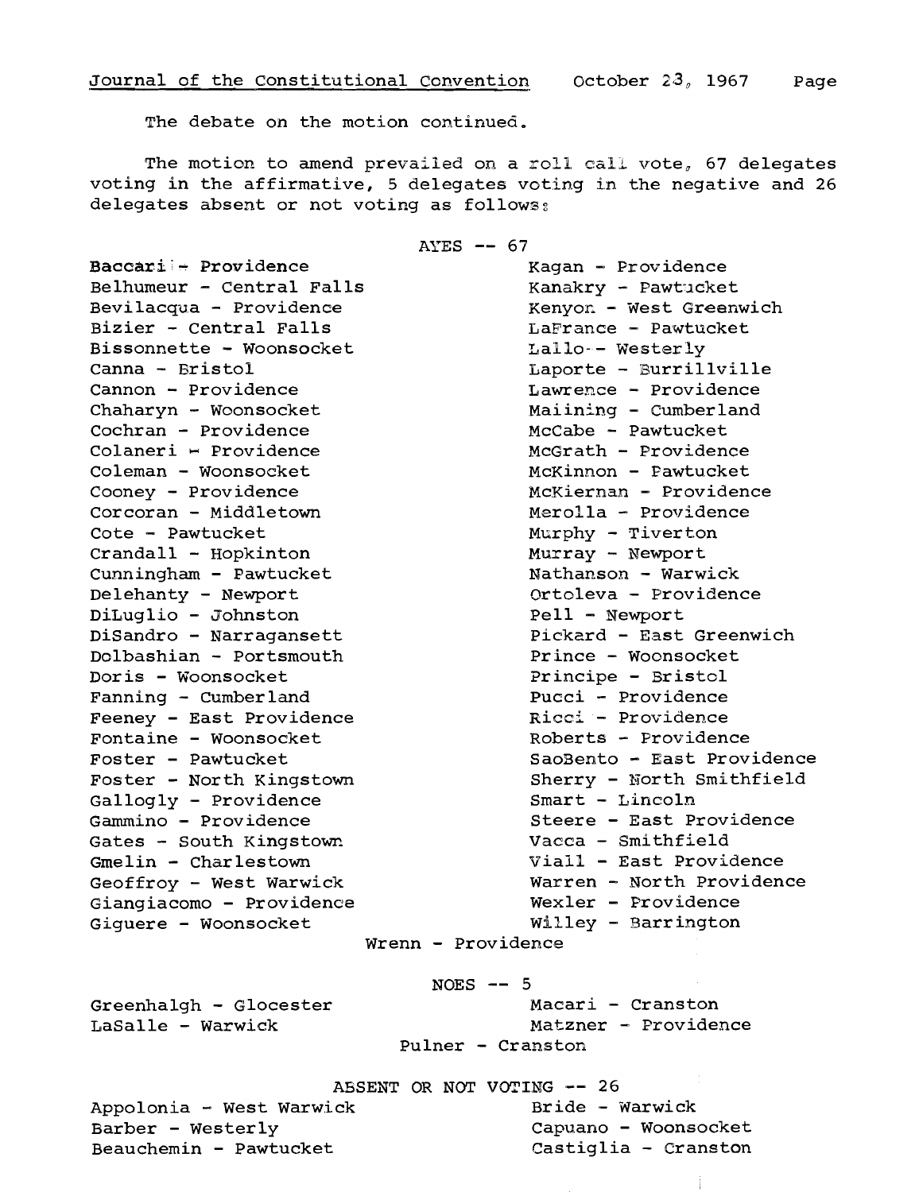The debate on the motion continued.

The motion to amend prevailed on a roll call vote, 67 delegates voting in the affirmative, 5 delegates voting in the negative and 26 delegates absent or not voting as follows:

AYES -- 67

Baccari - Providence
Belhumeur - Central Falls
Bevilacqua - Providence
Bizier - Central Falls
Bissonnette - Woonsocket
Canna - Bristol
Cannon - Providence
Chaharyn - Woonsocket
Cochran - Providence
Colaneri - Providence
Coleman - Woonsocket
Cooney - Providence
Corcoran - Middletown
Cote - Pawtucket
Crandall - Hopkinton
Cunningham - Pawtucket
Delehanty - Newport
DiLuglio - Johnston
DiSandro - Narragansett
Dolbashian - Portsmouth
Doris - Woonsocket
Fanning - Cumberland
Feeney - East Providence
Fontaine - Woonsocket
Foster - Pawtucket
Foster - North Kingstown
Gallogly - Providence
Gammino - Providence
Gates - South Kingstown
Gmelin - Charlestown
Geoffroy - West Warwick
Giangiacomo - Providence
Giguere - Woonsocket
Kagan - Providence
Kanakry - Pawtucket
Kenyon - West Greenwich
LaFrance - Pawtucket
Lallo - Westerly
Laporte - Burrillville
Lawrence - Providence
Maiining - Cumberland
McCabe - Pawtucket
McGrath - Providence
McKinnon - Pawtucket
McKiernan - Providence
Merolla - Providence
Murphy - Tiverton
Murray - Newport
Nathanson - Warwick
Ortoleva - Providence
Pell - Newport
Pickard - East Greenwich
Prince - Woonsocket
Principe - Bristol
Pucci - Providence
Ricci - Providence
Roberts - Providence
SaoBento - East Providence
Sherry - North Smithfield
Smart - Lincoln
Steere - East Providence
Vacca - Smithfield
Viall - East Providence
Warren - North Providence
Wexler - Providence
Willey - Barrington
Wrenn - Providence

NOES -- 5

Greenhalgh - Glocester
LaSalle - Warwick
Macari - Cranston
Matzner - Providence
Pulner - Cranston

ABSENT OR NOT VOTING -- 26

Appolonia - West Warwick
Barber - Westerly
Beauchemin - Pawtucket
Bride - Warwick
Capuano - Woonsocket
Castiglia - Cranston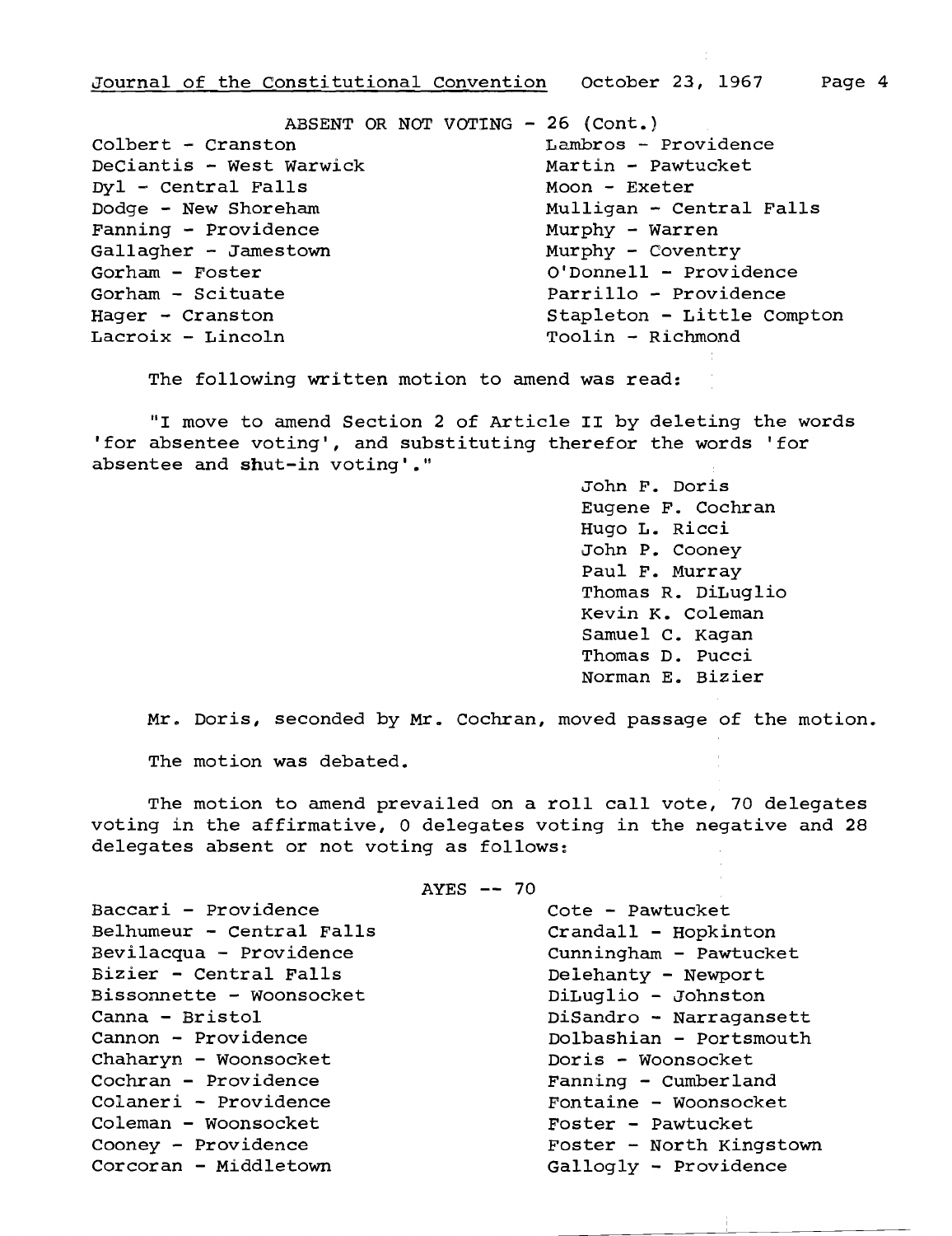ABSENT OR NOT VOTING - 26 (Cont.)

Colbert - Cranston
DeCiantis - West Warwick
Dyl - Central Falls
Dodge - New Shoreham
Fanning - Providence
Gallagher - Jamestown
Gorham - Foster
Gorham - Scituate
Hager - Cranston
Lacroix - Lincoln
Lambros - Providence
Martin - Pawtucket
Moon - Exeter
Mulligan - Central Falls
Murphy - Warren
Murphy - Coventry
O'Donnell - Providence
Parrillo - Providence
Stapleton - Little Compton
Toolin - Richmond

The following written motion to amend was read:

"I move to amend Section 2 of Article II by deleting the words 'for absentee voting', and substituting therefor the words 'for absentee and shut-in voting'."

John F. Doris
Eugene F. Cochran
Hugo L. Ricci
John P. Cooney
Paul F. Murray
Thomas R. DiLuglio
Kevin K. Coleman
Samuel C. Kagan
Thomas D. Pucci
Norman E. Bizier

Mr. Doris, seconded by Mr. Cochran, moved passage of the motion.

The motion was debated.

The motion to amend prevailed on a roll call vote, 70 delegates voting in the affirmative, 0 delegates voting in the negative and 28 delegates absent or not voting as follows:

AYES -- 70

Baccari - Providence
Belhumeur - Central Falls
Bevilacqua - Providence
Bizier - Central Falls
Bissonnette - Woonsocket
Canna - Bristol
Cannon - Providence
Chaharyn - Woonsocket
Cochran - Providence
Colaneri - Providence
Coleman - Woonsocket
Cooney - Providence
Corcoran - Middletown
Cote - Pawtucket
Crandall - Hopkinton
Cunningham - Pawtucket
Delehanty - Newport
DiLuglio - Johnston
DiSandro - Narragansett
Dolbashian - Portsmouth
Doris - Woonsocket
Fanning - Cumberland
Fontaine - Woonsocket
Foster - Pawtucket
Foster - North Kingstown
Gallogly - Providence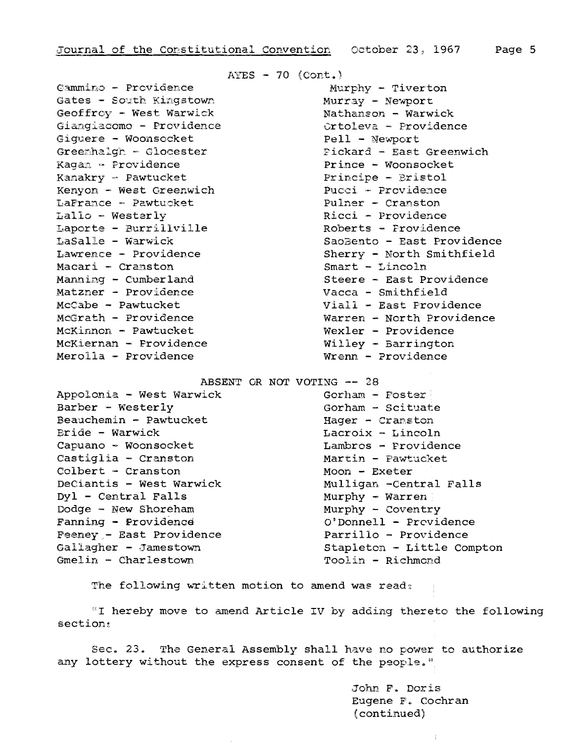AYES - 70 (Cont.)

Gammino - Providence
Gates - South Kingstown
Geoffroy - West Warwick
Giangiacomo - Providence
Giguere - Woonsocket
Greenhalgh - Glocester
Kagan - Providence
Kanakry - Pawtucket
Kenyon - West Greenwich
LaFrance - Pawtucket
Lallo - Westerly
Laporte - Burrillville
LaSalle - Warwick
Lawrence - Providence
Macari - Cranston
Manning - Cumberland
Matzner - Providence
McCabe - Pawtucket
McGrath - Providence
McKinnon - Pawtucket
McKiernan - Providence
Merolla - Providence
Murphy - Tiverton
Murray - Newport
Nathanson - Warwick
Ortoleva - Providence
Pell - Newport
Pickard - East Greenwich
Prince - Woonsocket
Principe - Bristol
Pucci - Providence
Pulner - Cranston
Ricci - Providence
Roberts - Providence
SaoBento - East Providence
Sherry - North Smithfield
Smart - Lincoln
Steere - East Providence
Vacca - Smithfield
Viall - East Providence
Warren - North Providence
Wexler - Providence
Willey - Barrington
Wrenn - Providence

ABSENT OR NOT VOTING -- 28

Appolonia - West Warwick
Barber - Westerly
Beauchemin - Pawtucket
Bride - Warwick
Capuano - Woonsocket
Castiglia - Cranston
Colbert - Cranston
DeCiantis - West Warwick
Dyl - Central Falls
Dodge - New Shoreham
Fanning - Providence
Feeney - East Providence
Gallagher - Jamestown
Gmelin - Charlestown
Gorham - Foster
Gorham - Scituate
Hager - Cranston
Lacroix - Lincoln
Lambros - Providence
Martin - Pawtucket
Moon - Exeter
Mulligan -Central Falls
Murphy - Warren
Murphy - Coventry
O'Donnell - Providence
Parrillo - Providence
Stapleton - Little Compton
Toolin - Richmond

The following written motion to amend was read:

"I hereby move to amend Article IV by adding thereto the following section:

Sec. 23. The General Assembly shall have no power to authorize any lottery without the express consent of the people."

John F. Doris
Eugene F. Cochran
(continued)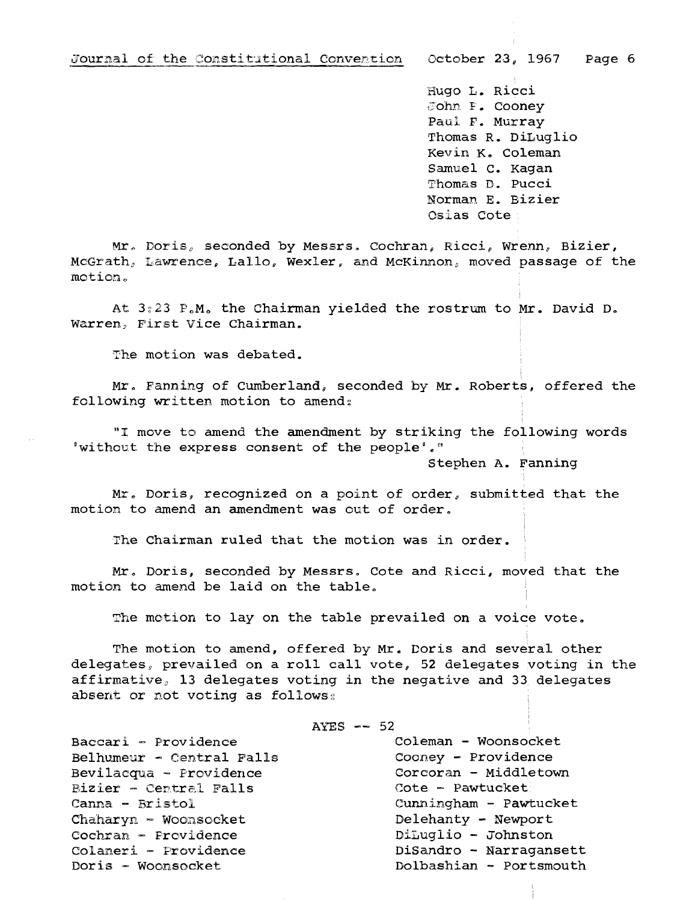Hugo L. Ricci
John F. Cooney
Paul F. Murray
Thomas R. DiLuglio
Kevin K. Coleman
Samuel C. Kagan
Thomas D. Pucci
Norman E. Bizier
Osias Cote

Mr. Doris, seconded by Messrs. Cochran, Ricci, Wrenn, Bizier, McGrath, Lawrence, Lallo, Wexler, and McKinnon, moved passage of the motion.

At 3:23 P.M. the Chairman yielded the rostrum to Mr. David D. Warren, First Vice Chairman.

The motion was debated.

Mr. Fanning of Cumberland, seconded by Mr. Roberts, offered the following written motion to amend:

"I move to amend the amendment by striking the following words 'without the express consent of the people'."

Stephen A. Fanning

Mr. Doris, recognized on a point of order, submitted that the motion to amend an amendment was out of order.

The Chairman ruled that the motion was in order.

Mr. Doris, seconded by Messrs. Cote and Ricci, moved that the motion to amend be laid on the table.

The motion to lay on the table prevailed on a voice vote.

The motion to amend, offered by Mr. Doris and several other delegates, prevailed on a roll call vote, 52 delegates voting in the affirmative, 13 delegates voting in the negative and 33 delegates absent or not voting as follows:

AYES -- 52

Baccari - Providence
Belhumeur - Central Falls
Bevilacqua - Providence
Bizier - Central Falls
Canna - Bristol
Chaharyn - Woonsocket
Cochran - Providence
Colaneri - Providence
Doris - Woonsocket
Coleman - Woonsocket
Cooney - Providence
Corcoran - Middletown
Cote - Pawtucket
Cunningham - Pawtucket
Delehanty - Newport
DiLuglio - Johnston
DiSandro - Narragansett
Dolbashian - Portsmouth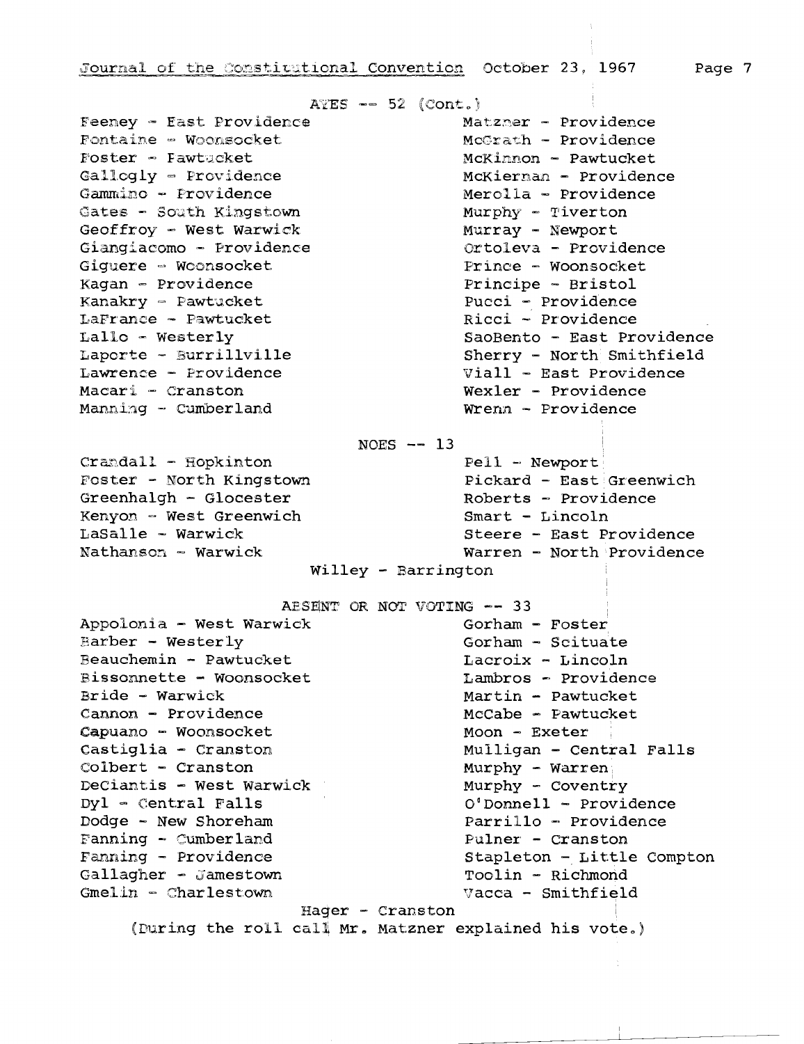AYES -- 52 (Cont.)

Feeney - East Providence
Fontaine - Woonsocket
Foster - Pawtucket
Gallogly - Providence
Gammino - Providence
Gates - South Kingstown
Geoffroy - West Warwick
Giangiacomo - Providence
Giguere - Woonsocket
Kagan - Providence
Kanakry - Pawtucket
LaFrance - Pawtucket
Lallo - Westerly
Laporte - Burrillville
Lawrence - Providence
Macari - Cranston
Manning - Cumberland
Matzner - Providence
McGrath - Providence
McKinnon - Pawtucket
McKiernan - Providence
Merolla - Providence
Murphy - Tiverton
Murray - Newport
Ortoleva - Providence
Prince - Woonsocket
Principe - Bristol
Pucci - Providence
Ricci - Providence
SaoBento - East Providence
Sherry - North Smithfield
Viall - East Providence
Wexler - Providence
Wrenn - Providence

NOES -- 13

Crandall - Hopkinton
Foster - North Kingstown
Greenhalgh - Glocester
Kenyon - West Greenwich
LaSalle - Warwick
Nathanson - Warwick
Pell - Newport
Pickard - East Greenwich
Roberts - Providence
Smart - Lincoln
Steere - East Providence
Warren - North Providence
Willey - Barrington

ABSENT OR NOT VOTING -- 33

Appolonia - West Warwick
Barber - Westerly
Beauchemin - Pawtucket
Bissonnette - Woonsocket
Bride - Warwick
Cannon - Providence
Capuano - Woonsocket
Castiglia - Cranston
Colbert - Cranston
DeCiantis - West Warwick
Dyl - Central Falls
Dodge - New Shoreham
Fanning - Cumberland
Fanning - Providence
Gallagher - Jamestown
Gmelin - Charlestown
Gorham - Foster
Gorham - Scituate
Lacroix - Lincoln
Lambros - Providence
Martin - Pawtucket
McCabe - Pawtucket
Moon - Exeter
Mulligan - Central Falls
Murphy - Warren
Murphy - Coventry
O'Donnell - Providence
Parrillo - Providence
Pulner - Cranston
Stapleton - Little Compton
Toolin - Richmond
Vacca - Smithfield
Hager - Cranston

(During the roll call Mr. Matzner explained his vote.)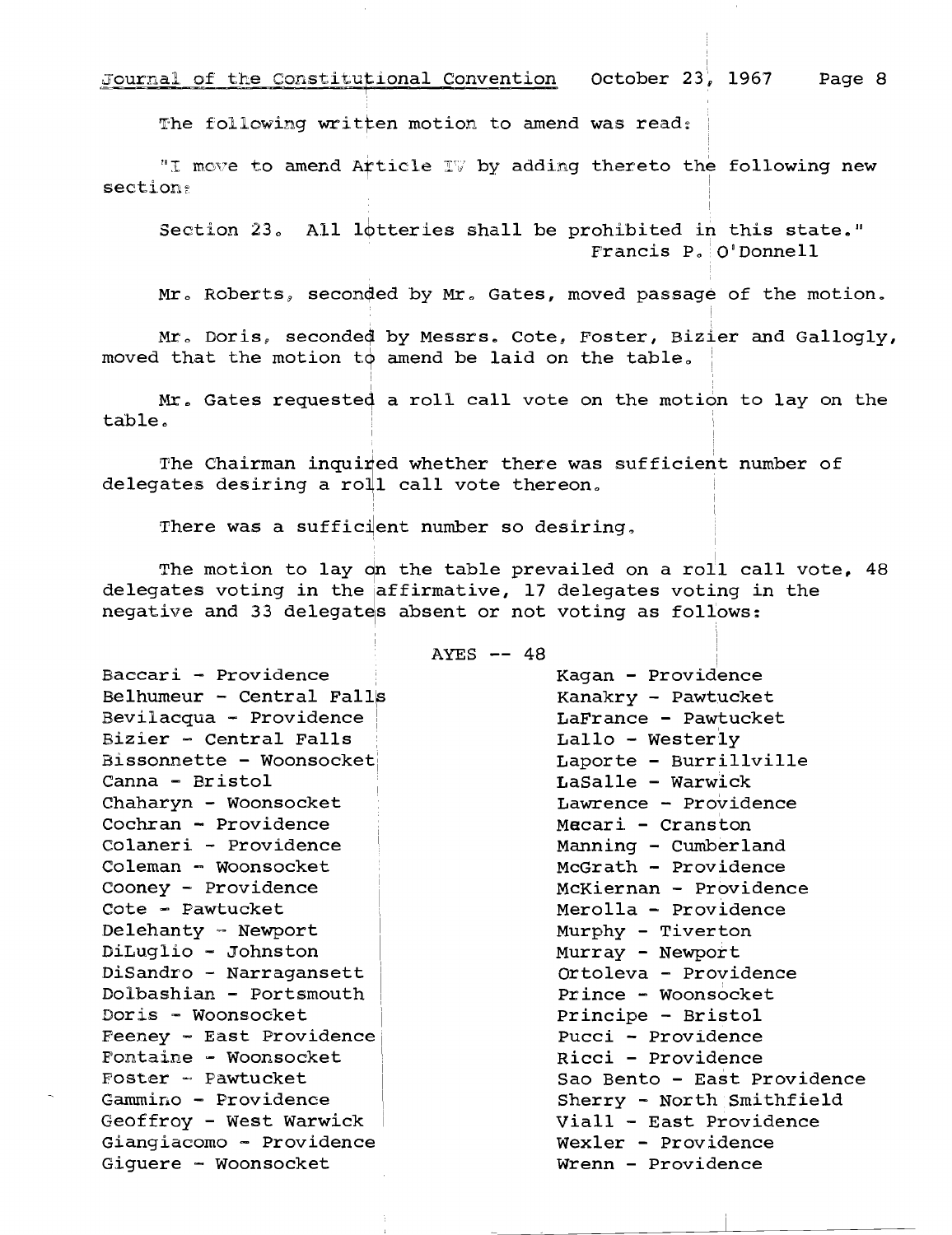The following written motion to amend was read:

"I move to amend Article IV by adding thereto the following new section:

Section 23. All lotteries shall be prohibited in this state."
Francis P. O'Donnell

Mr. Roberts, seconded by Mr. Gates, moved passage of the motion.

Mr. Doris, seconded by Messrs. Cote, Foster, Bizier and Gallogly, moved that the motion to amend be laid on the table.

Mr. Gates requested a roll call vote on the motion to lay on the table.

The Chairman inquired whether there was sufficient number of delegates desiring a roll call vote thereon.

There was a sufficient number so desiring.

The motion to lay on the table prevailed on a roll call vote, 48 delegates voting in the affirmative, 17 delegates voting in the negative and 33 delegates absent or not voting as follows:

AYES -- 48

Baccari - Providence
Belhumeur - Central Falls
Bevilacqua - Providence
Bizier - Central Falls
Bissonnette - Woonsocket
Canna - Bristol
Chaharyn - Woonsocket
Cochran - Providence
Colaneri - Providence
Coleman - Woonsocket
Cooney - Providence
Cote - Pawtucket
Delehanty - Newport
DiLuglio - Johnston
DiSandro - Narragansett
Dolbashian - Portsmouth
Doris - Woonsocket
Feeney - East Providence
Fontaine - Woonsocket
Foster - Pawtucket
Gammino - Providence
Geoffroy - West Warwick
Giangiacomo - Providence
Giguere - Woonsocket
Kagan - Providence
Kanakry - Pawtucket
LaFrance - Pawtucket
Lallo - Westerly
Laporte - Burrillville
LaSalle - Warwick
Lawrence - Providence
Macari - Cranston
Manning - Cumberland
McGrath - Providence
McKiernan - Providence
Merolla - Providence
Murphy - Tiverton
Murray - Newport
Ortoleva - Providence
Prince - Woonsocket
Principe - Bristol
Pucci - Providence
Ricci - Providence
Sao Bento - East Providence
Sherry - North Smithfield
Viall - East Providence
Wexler - Providence
Wrenn - Providence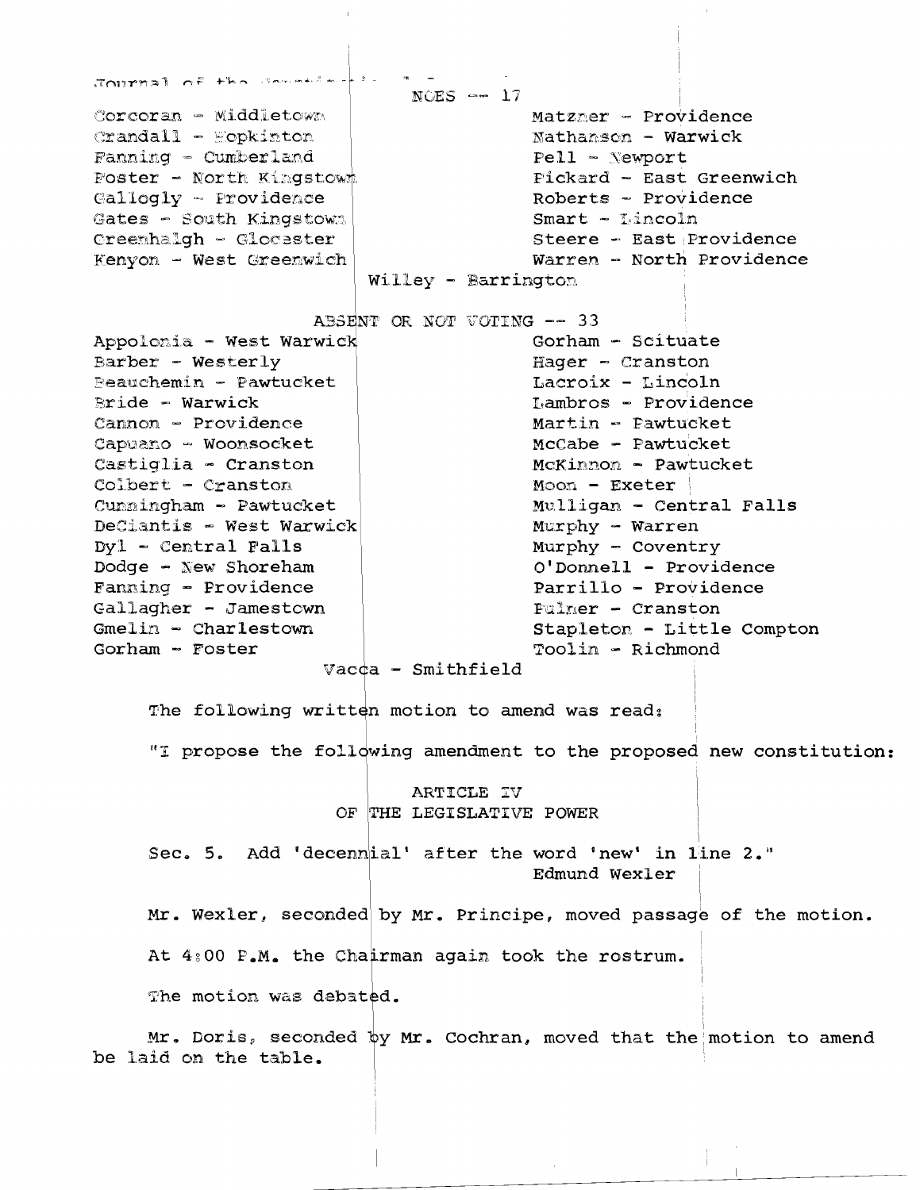NOES -- 17

Corcoran - Middletown
Crandall - Hopkinton
Fanning - Cumberland
Foster - North Kingstown
Gallogly - Providence
Gates - South Kingstown
Greenhalgh - Glocester
Kenyon - West Greenwich
Matzner - Providence
Nathanson - Warwick
Pell - Newport
Pickard - East Greenwich
Roberts - Providence
Smart - Lincoln
Steere - East Providence
Warren - North Providence
Willey - Barrington

ABSENT OR NOT VOTING -- 33

Appolonia - West Warwick
Barber - Westerly
Beauchemin - Pawtucket
Bride - Warwick
Cannon - Providence
Capuano - Woonsocket
Castiglia - Cranston
Colbert - Cranston
Cunningham - Pawtucket
DeCiantis - West Warwick
Dyl - Central Falls
Dodge - New Shoreham
Fanning - Providence
Gallagher - Jamestown
Gmelin - Charlestown
Gorham - Foster
Gorham - Scituate
Hager - Cranston
Lacroix - Lincoln
Lambros - Providence
Martin - Pawtucket
McCabe - Pawtucket
McKinnon - Pawtucket
Moon - Exeter
Mulligan - Central Falls
Murphy - Warren
Murphy - Coventry
O'Donnell - Providence
Parrillo - Providence
Pulner - Cranston
Stapleton - Little Compton
Toolin - Richmond
Vacca - Smithfield

The following written motion to amend was read:

"I propose the following amendment to the proposed new constitution:

ARTICLE IV
OF THE LEGISLATIVE POWER

Sec. 5. Add 'decennial' after the word 'new' in line 2."

Edmund Wexler

Mr. Wexler, seconded by Mr. Principe, moved passage of the motion.

At 4:00 P.M. the Chairman again took the rostrum.

The motion was debated.

Mr. Doris, seconded by Mr. Cochran, moved that the motion to amend be laid on the table.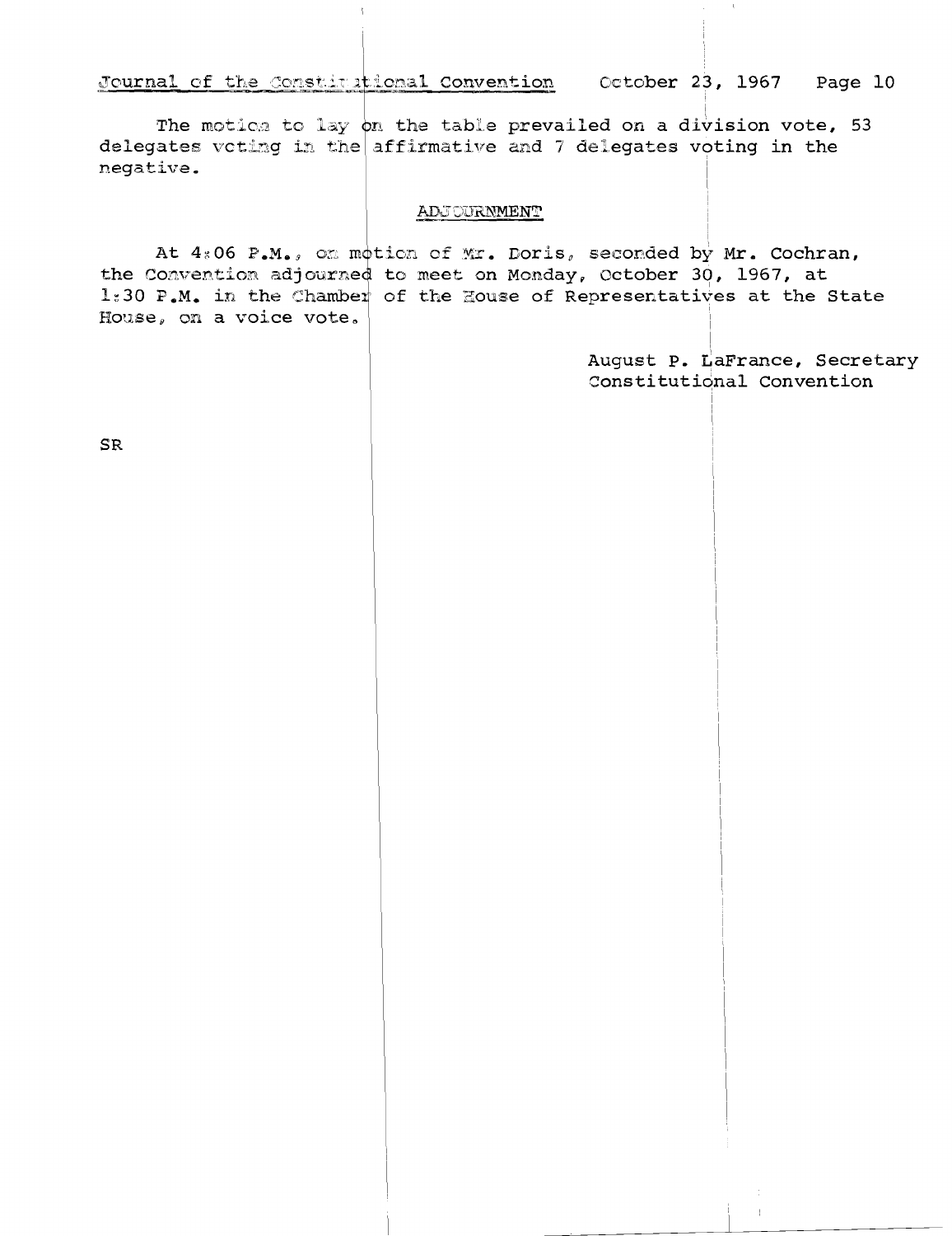The motion to lay on the table prevailed on a division vote, 53 delegates voting in the affirmative and 7 delegates voting in the negative.

## ADJOURNMENT

At 4:06 P.M., on motion of Mr. Doris, seconded by Mr. Cochran, the Convention adjourned to meet on Monday, October 30, 1967, at 1:30 P.M. in the Chamber of the House of Representatives at the State House, on a voice vote.

August P. LaFrance, Secretary
Constitutional Convention

SR